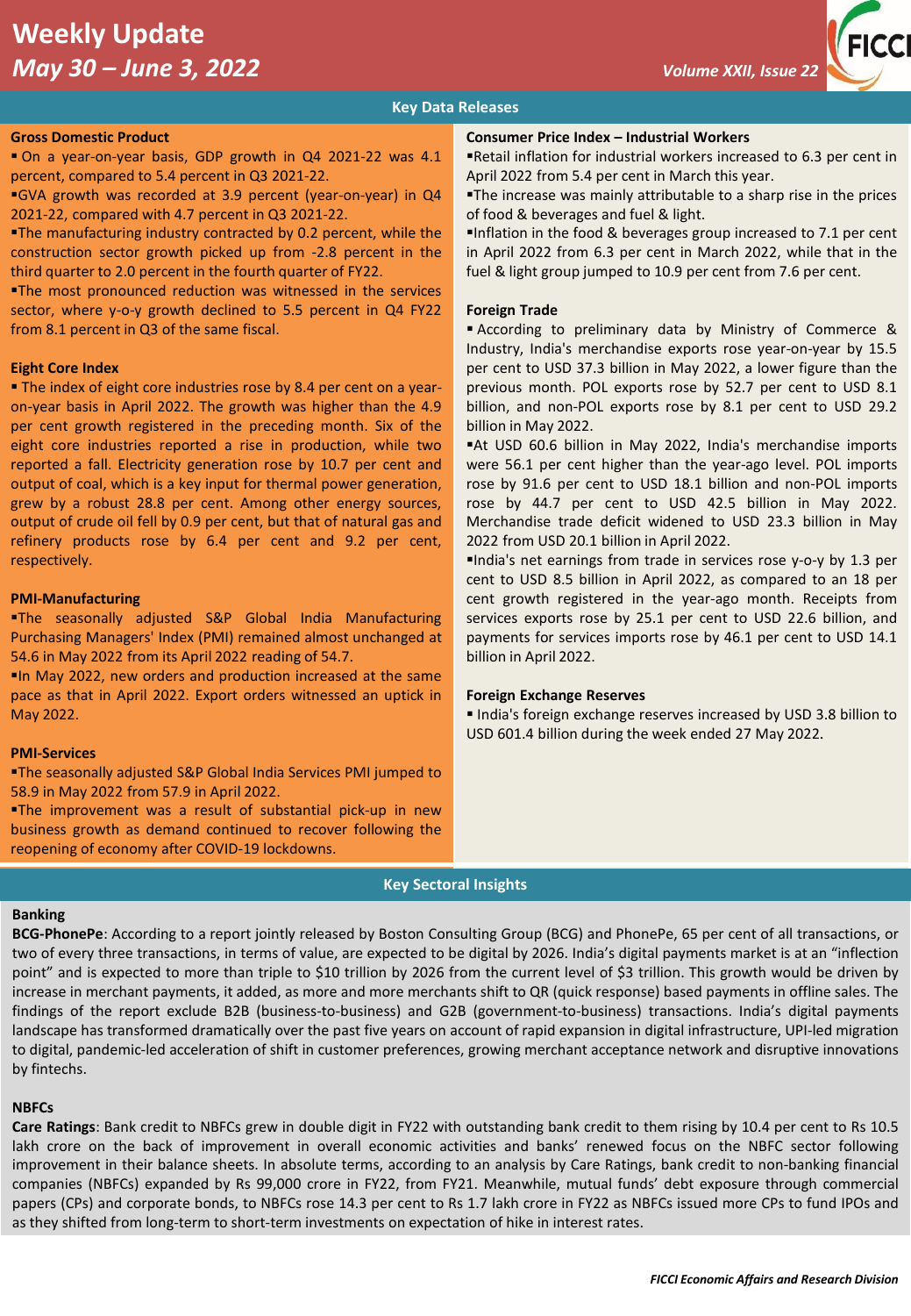# Weekly Update

## *May 30 – June 3, 2022*

*Volume XXII, Issue 22*

## Key Data Releases

### Gross Domestic Product

- On a year-on-year basis, GDP growth in Q4 2021-22 was 4.1 percent, compared to 5.4 percent in Q3 2021-22.
- GVA growth was recorded at 3.9 percent (year-on-year) in Q4 2021-22, compared with 4.7 percent in Q3 2021-22.
- The manufacturing industry contracted by 0.2 percent, while the construction sector growth picked up from -2.8 percent in the third quarter to 2.0 percent in the fourth quarter of FY22.
- The most pronounced reduction was witnessed in the services sector, where y-o-y growth declined to 5.5 percent in Q4 FY22 from 8.1 percent in Q3 of the same fiscal.

### Eight Core Index

- The index of eight core industries rose by 8.4 per cent on a year-on-year basis in April 2022. The growth was higher than the 4.9 per cent growth registered in the preceding month. Six of the eight core industries reported a rise in production, while two reported a fall. Electricity generation rose by 10.7 per cent and output of coal, which is a key input for thermal power generation, grew by a robust 28.8 per cent. Among other energy sources, output of crude oil fell by 0.9 per cent, but that of natural gas and refinery products rose by 6.4 per cent and 9.2 per cent, respectively.

### PMI-Manufacturing

- The seasonally adjusted S&P Global India Manufacturing Purchasing Managers' Index (PMI) remained almost unchanged at 54.6 in May 2022 from its April 2022 reading of 54.7.
- In May 2022, new orders and production increased at the same pace as that in April 2022. Export orders witnessed an uptick in May 2022.

### PMI-Services

- The seasonally adjusted S&P Global India Services PMI jumped to 58.9 in May 2022 from 57.9 in April 2022.
- The improvement was a result of substantial pick-up in new business growth as demand continued to recover following the reopening of economy after COVID-19 lockdowns.

### Consumer Price Index – Industrial Workers

- Retail inflation for industrial workers increased to 6.3 per cent in April 2022 from 5.4 per cent in March this year.
- The increase was mainly attributable to a sharp rise in the prices of food & beverages and fuel & light.
- Inflation in the food & beverages group increased to 7.1 per cent in April 2022 from 6.3 per cent in March 2022, while that in the fuel & light group jumped to 10.9 per cent from 7.6 per cent.

### Foreign Trade

- According to preliminary data by Ministry of Commerce & Industry, India's merchandise exports rose year-on-year by 15.5 per cent to USD 37.3 billion in May 2022, a lower figure than the previous month. POL exports rose by 52.7 per cent to USD 8.1 billion, and non-POL exports rose by 8.1 per cent to USD 29.2 billion in May 2022.
- At USD 60.6 billion in May 2022, India's merchandise imports were 56.1 per cent higher than the year-ago level. POL imports rose by 91.6 per cent to USD 18.1 billion and non-POL imports rose by 44.7 per cent to USD 42.5 billion in May 2022. Merchandise trade deficit widened to USD 23.3 billion in May 2022 from USD 20.1 billion in April 2022.
- India's net earnings from trade in services rose y-o-y by 1.3 per cent to USD 8.5 billion in April 2022, as compared to an 18 per cent growth registered in the year-ago month. Receipts from services exports rose by 25.1 per cent to USD 22.6 billion, and payments for services imports rose by 46.1 per cent to USD 14.1 billion in April 2022.

### Foreign Exchange Reserves

- India's foreign exchange reserves increased by USD 3.8 billion to USD 601.4 billion during the week ended 27 May 2022.

## Key Sectoral Insights

### Banking

**BCG-PhonePe**: According to a report jointly released by Boston Consulting Group (BCG) and PhonePe, 65 per cent of all transactions, or two of every three transactions, in terms of value, are expected to be digital by 2026. India's digital payments market is at an "inflection point" and is expected to more than triple to $10 trillion by 2026 from the current level of $3 trillion. This growth would be driven by increase in merchant payments, it added, as more and more merchants shift to QR (quick response) based payments in offline sales. The findings of the report exclude B2B (business-to-business) and G2B (government-to-business) transactions. India's digital payments landscape has transformed dramatically over the past five years on account of rapid expansion in digital infrastructure, UPI-led migration to digital, pandemic-led acceleration of shift in customer preferences, growing merchant acceptance network and disruptive innovations by fintechs.

### NBFCs

**Care Ratings**: Bank credit to NBFCs grew in double digit in FY22 with outstanding bank credit to them rising by 10.4 per cent to Rs 10.5 lakh crore on the back of improvement in overall economic activities and banks' renewed focus on the NBFC sector following improvement in their balance sheets. In absolute terms, according to an analysis by Care Ratings, bank credit to non-banking financial companies (NBFCs) expanded by Rs 99,000 crore in FY22, from FY21. Meanwhile, mutual funds' debt exposure through commercial papers (CPs) and corporate bonds, to NBFCs rose 14.3 per cent to Rs 1.7 lakh crore in FY22 as NBFCs issued more CPs to fund IPOs and as they shifted from long-term to short-term investments on expectation of hike in interest rates.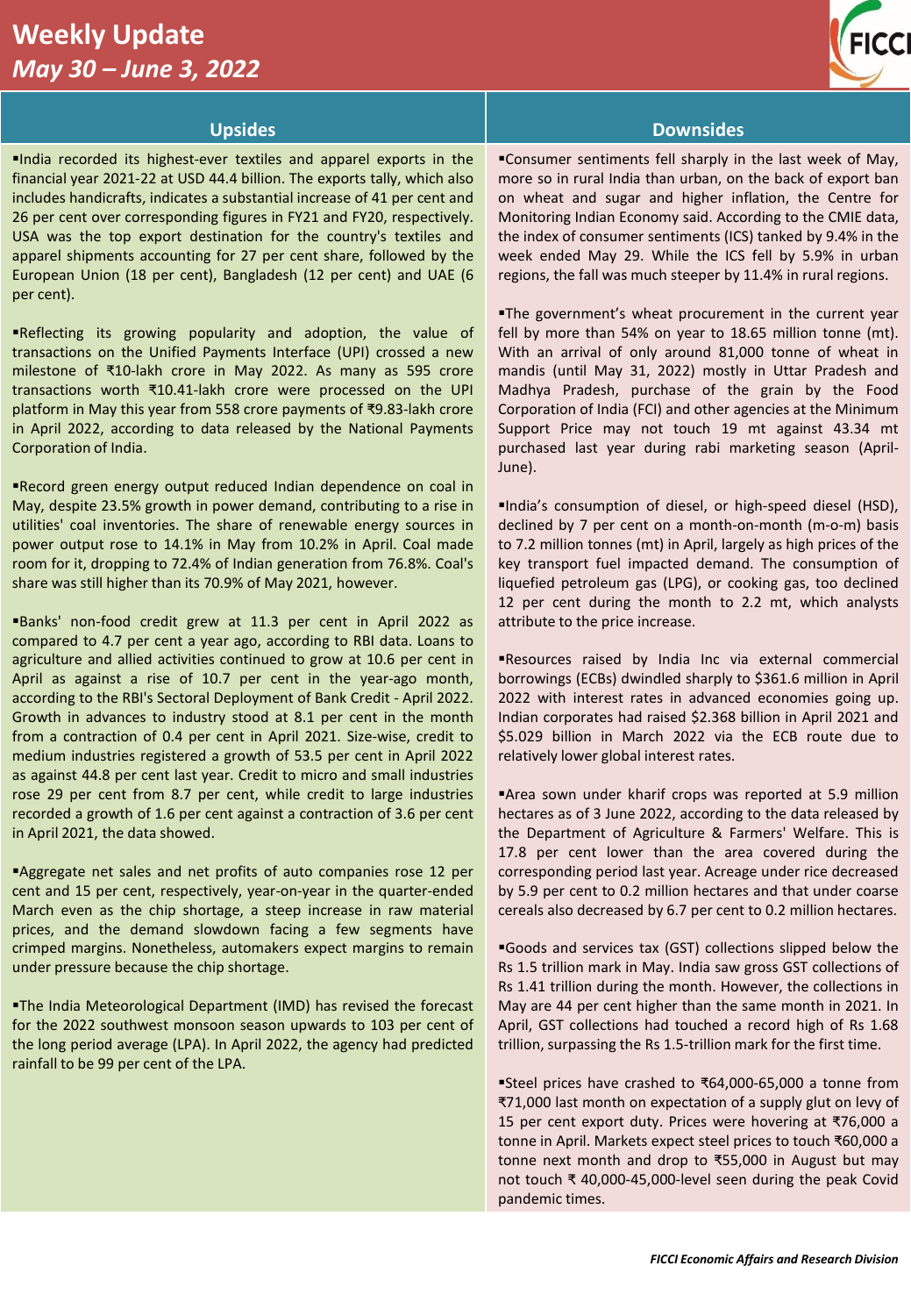# Weekly Update

*May 30 – June 3, 2022*

## Upsides

▪India recorded its highest-ever textiles and apparel exports in the financial year 2021-22 at USD 44.4 billion. The exports tally, which also includes handicrafts, indicates a substantial increase of 41 per cent and 26 per cent over corresponding figures in FY21 and FY20, respectively. USA was the top export destination for the country's textiles and apparel shipments accounting for 27 per cent share, followed by the European Union (18 per cent), Bangladesh (12 per cent) and UAE (6 per cent).

▪Reflecting its growing popularity and adoption, the value of transactions on the Unified Payments Interface (UPI) crossed a new milestone of ₹10-lakh crore in May 2022. As many as 595 crore transactions worth ₹10.41-lakh crore were processed on the UPI platform in May this year from 558 crore payments of ₹9.83-lakh crore in April 2022, according to data released by the National Payments Corporation of India.

▪Record green energy output reduced Indian dependence on coal in May, despite 23.5% growth in power demand, contributing to a rise in utilities' coal inventories. The share of renewable energy sources in power output rose to 14.1% in May from 10.2% in April. Coal made room for it, dropping to 72.4% of Indian generation from 76.8%. Coal's share was still higher than its 70.9% of May 2021, however.

▪Banks' non-food credit grew at 11.3 per cent in April 2022 as compared to 4.7 per cent a year ago, according to RBI data. Loans to agriculture and allied activities continued to grow at 10.6 per cent in April as against a rise of 10.7 per cent in the year-ago month, according to the RBI's Sectoral Deployment of Bank Credit - April 2022. Growth in advances to industry stood at 8.1 per cent in the month from a contraction of 0.4 per cent in April 2021. Size-wise, credit to medium industries registered a growth of 53.5 per cent in April 2022 as against 44.8 per cent last year. Credit to micro and small industries rose 29 per cent from 8.7 per cent, while credit to large industries recorded a growth of 1.6 per cent against a contraction of 3.6 per cent in April 2021, the data showed.

▪Aggregate net sales and net profits of auto companies rose 12 per cent and 15 per cent, respectively, year-on-year in the quarter-ended March even as the chip shortage, a steep increase in raw material prices, and the demand slowdown facing a few segments have crimped margins. Nonetheless, automakers expect margins to remain under pressure because the chip shortage.

▪The India Meteorological Department (IMD) has revised the forecast for the 2022 southwest monsoon season upwards to 103 per cent of the long period average (LPA). In April 2022, the agency had predicted rainfall to be 99 per cent of the LPA.

## Downsides

▪Consumer sentiments fell sharply in the last week of May, more so in rural India than urban, on the back of export ban on wheat and sugar and higher inflation, the Centre for Monitoring Indian Economy said. According to the CMIE data, the index of consumer sentiments (ICS) tanked by 9.4% in the week ended May 29. While the ICS fell by 5.9% in urban regions, the fall was much steeper by 11.4% in rural regions.

▪The government's wheat procurement in the current year fell by more than 54% on year to 18.65 million tonne (mt). With an arrival of only around 81,000 tonne of wheat in mandis (until May 31, 2022) mostly in Uttar Pradesh and Madhya Pradesh, purchase of the grain by the Food Corporation of India (FCI) and other agencies at the Minimum Support Price may not touch 19 mt against 43.34 mt purchased last year during rabi marketing season (April-June).

▪India's consumption of diesel, or high-speed diesel (HSD), declined by 7 per cent on a month-on-month (m-o-m) basis to 7.2 million tonnes (mt) in April, largely as high prices of the key transport fuel impacted demand. The consumption of liquefied petroleum gas (LPG), or cooking gas, too declined 12 per cent during the month to 2.2 mt, which analysts attribute to the price increase.

▪Resources raised by India Inc via external commercial borrowings (ECBs) dwindled sharply to $361.6 million in April 2022 with interest rates in advanced economies going up. Indian corporates had raised $2.368 billion in April 2021 and $5.029 billion in March 2022 via the ECB route due to relatively lower global interest rates.

▪Area sown under kharif crops was reported at 5.9 million hectares as of 3 June 2022, according to the data released by the Department of Agriculture & Farmers' Welfare. This is 17.8 per cent lower than the area covered during the corresponding period last year. Acreage under rice decreased by 5.9 per cent to 0.2 million hectares and that under coarse cereals also decreased by 6.7 per cent to 0.2 million hectares.

▪Goods and services tax (GST) collections slipped below the Rs 1.5 trillion mark in May. India saw gross GST collections of Rs 1.41 trillion during the month. However, the collections in May are 44 per cent higher than the same month in 2021. In April, GST collections had touched a record high of Rs 1.68 trillion, surpassing the Rs 1.5-trillion mark for the first time.

▪Steel prices have crashed to ₹64,000-65,000 a tonne from ₹71,000 last month on expectation of a supply glut on levy of 15 per cent export duty. Prices were hovering at ₹76,000 a tonne in April. Markets expect steel prices to touch ₹60,000 a tonne next month and drop to ₹55,000 in August but may not touch ₹ 40,000-45,000-level seen during the peak Covid pandemic times.

*FICCI Economic Affairs and Research Division*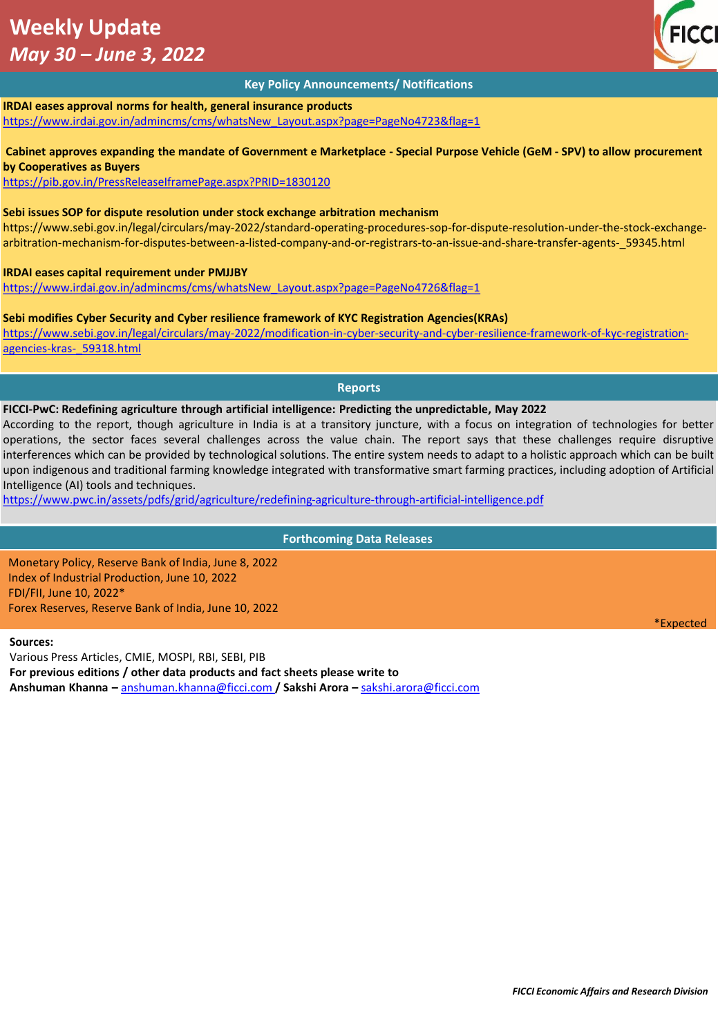# Weekly Update

## *May 30 – June 3, 2022*

### Key Policy Announcements/ Notifications

**IRDAI eases approval norms for health, general insurance products**
https://www.irdai.gov.in/admincms/cms/whatsNew_Layout.aspx?page=PageNo4723&flag=1

**Cabinet approves expanding the mandate of Government e Marketplace - Special Purpose Vehicle (GeM - SPV) to allow procurement by Cooperatives as Buyers**
https://pib.gov.in/PressReleaseIframePage.aspx?PRID=1830120

**Sebi issues SOP for dispute resolution under stock exchange arbitration mechanism**
https://www.sebi.gov.in/legal/circulars/may-2022/standard-operating-procedures-sop-for-dispute-resolution-under-the-stock-exchange-arbitration-mechanism-for-disputes-between-a-listed-company-and-or-registrars-to-an-issue-and-share-transfer-agents-_59345.html

**IRDAI eases capital requirement under PMJJBY**
https://www.irdai.gov.in/admincms/cms/whatsNew_Layout.aspx?page=PageNo4726&flag=1

**Sebi modifies Cyber Security and Cyber resilience framework of KYC Registration Agencies(KRAs)**
https://www.sebi.gov.in/legal/circulars/may-2022/modification-in-cyber-security-and-cyber-resilience-framework-of-kyc-registration-agencies-kras-_59318.html

### Reports

**FICCI-PwC: Redefining agriculture through artificial intelligence: Predicting the unpredictable, May 2022**
According to the report, though agriculture in India is at a transitory juncture, with a focus on integration of technologies for better operations, the sector faces several challenges across the value chain. The report says that these challenges require disruptive interferences which can be provided by technological solutions. The entire system needs to adapt to a holistic approach which can be built upon indigenous and traditional farming knowledge integrated with transformative smart farming practices, including adoption of Artificial Intelligence (AI) tools and techniques.
https://www.pwc.in/assets/pdfs/grid/agriculture/redefining-agriculture-through-artificial-intelligence.pdf

### Forthcoming Data Releases

Monetary Policy, Reserve Bank of India, June 8, 2022
Index of Industrial Production, June 10, 2022
FDI/FII, June 10, 2022*
Forex Reserves, Reserve Bank of India, June 10, 2022

*Expected

**Sources:**
Various Press Articles, CMIE, MOSPI, RBI, SEBI, PIB
**For previous editions / other data products and fact sheets please write to**
**Anshuman Khanna –** anshuman.khanna@ficci.com **/ Sakshi Arora –** sakshi.arora@ficci.com

*FICCI Economic Affairs and Research Division*